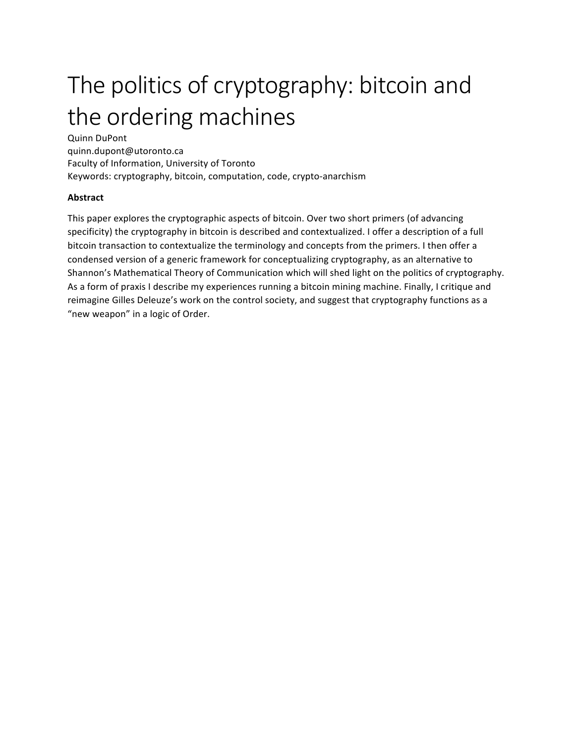# The politics of cryptography: bitcoin and the ordering machines

Quinn DuPont
quinn.dupont@utoronto.ca
Faculty of Information, University of Toronto
Keywords: cryptography, bitcoin, computation, code, crypto-anarchism

**Abstract**

This paper explores the cryptographic aspects of bitcoin. Over two short primers (of advancing specificity) the cryptography in bitcoin is described and contextualized. I offer a description of a full bitcoin transaction to contextualize the terminology and concepts from the primers. I then offer a condensed version of a generic framework for conceptualizing cryptography, as an alternative to Shannon's Mathematical Theory of Communication which will shed light on the politics of cryptography. As a form of praxis I describe my experiences running a bitcoin mining machine. Finally, I critique and reimagine Gilles Deleuze's work on the control society, and suggest that cryptography functions as a "new weapon" in a logic of Order.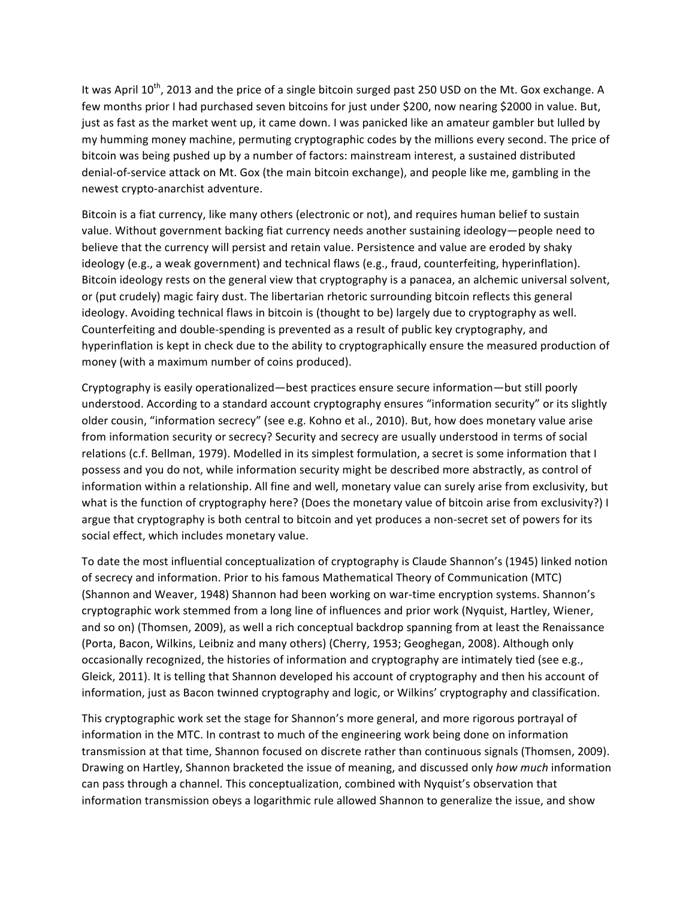It was April 10th, 2013 and the price of a single bitcoin surged past 250 USD on the Mt. Gox exchange. A few months prior I had purchased seven bitcoins for just under $200, now nearing $2000 in value. But, just as fast as the market went up, it came down. I was panicked like an amateur gambler but lulled by my humming money machine, permuting cryptographic codes by the millions every second. The price of bitcoin was being pushed up by a number of factors: mainstream interest, a sustained distributed denial-of-service attack on Mt. Gox (the main bitcoin exchange), and people like me, gambling in the newest crypto-anarchist adventure.

Bitcoin is a fiat currency, like many others (electronic or not), and requires human belief to sustain value. Without government backing fiat currency needs another sustaining ideology—people need to believe that the currency will persist and retain value. Persistence and value are eroded by shaky ideology (e.g., a weak government) and technical flaws (e.g., fraud, counterfeiting, hyperinflation). Bitcoin ideology rests on the general view that cryptography is a panacea, an alchemic universal solvent, or (put crudely) magic fairy dust. The libertarian rhetoric surrounding bitcoin reflects this general ideology. Avoiding technical flaws in bitcoin is (thought to be) largely due to cryptography as well. Counterfeiting and double-spending is prevented as a result of public key cryptography, and hyperinflation is kept in check due to the ability to cryptographically ensure the measured production of money (with a maximum number of coins produced).

Cryptography is easily operationalized—best practices ensure secure information—but still poorly understood. According to a standard account cryptography ensures "information security" or its slightly older cousin, "information secrecy" (see e.g. Kohno et al., 2010). But, how does monetary value arise from information security or secrecy? Security and secrecy are usually understood in terms of social relations (c.f. Bellman, 1979). Modelled in its simplest formulation, a secret is some information that I possess and you do not, while information security might be described more abstractly, as control of information within a relationship. All fine and well, monetary value can surely arise from exclusivity, but what is the function of cryptography here? (Does the monetary value of bitcoin arise from exclusivity?) I argue that cryptography is both central to bitcoin and yet produces a non-secret set of powers for its social effect, which includes monetary value.

To date the most influential conceptualization of cryptography is Claude Shannon's (1945) linked notion of secrecy and information. Prior to his famous Mathematical Theory of Communication (MTC) (Shannon and Weaver, 1948) Shannon had been working on war-time encryption systems. Shannon's cryptographic work stemmed from a long line of influences and prior work (Nyquist, Hartley, Wiener, and so on) (Thomsen, 2009), as well a rich conceptual backdrop spanning from at least the Renaissance (Porta, Bacon, Wilkins, Leibniz and many others) (Cherry, 1953; Geoghegan, 2008). Although only occasionally recognized, the histories of information and cryptography are intimately tied (see e.g., Gleick, 2011). It is telling that Shannon developed his account of cryptography and then his account of information, just as Bacon twinned cryptography and logic, or Wilkins' cryptography and classification.

This cryptographic work set the stage for Shannon's more general, and more rigorous portrayal of information in the MTC. In contrast to much of the engineering work being done on information transmission at that time, Shannon focused on discrete rather than continuous signals (Thomsen, 2009). Drawing on Hartley, Shannon bracketed the issue of meaning, and discussed only *how much* information can pass through a channel. This conceptualization, combined with Nyquist's observation that information transmission obeys a logarithmic rule allowed Shannon to generalize the issue, and show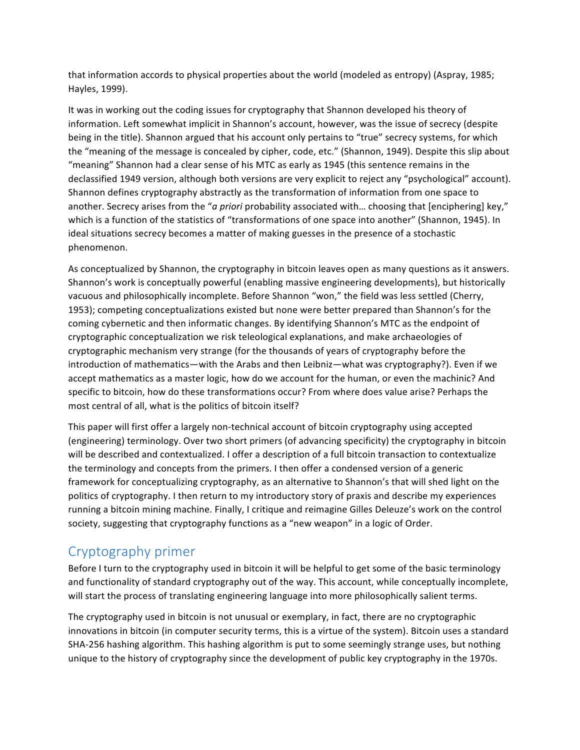that information accords to physical properties about the world (modeled as entropy) (Aspray, 1985; Hayles, 1999).

It was in working out the coding issues for cryptography that Shannon developed his theory of information. Left somewhat implicit in Shannon's account, however, was the issue of secrecy (despite being in the title). Shannon argued that his account only pertains to "true" secrecy systems, for which the "meaning of the message is concealed by cipher, code, etc." (Shannon, 1949). Despite this slip about "meaning" Shannon had a clear sense of his MTC as early as 1945 (this sentence remains in the declassified 1949 version, although both versions are very explicit to reject any "psychological" account). Shannon defines cryptography abstractly as the transformation of information from one space to another. Secrecy arises from the "*a priori* probability associated with… choosing that [enciphering] key," which is a function of the statistics of "transformations of one space into another" (Shannon, 1945). In ideal situations secrecy becomes a matter of making guesses in the presence of a stochastic phenomenon.

As conceptualized by Shannon, the cryptography in bitcoin leaves open as many questions as it answers. Shannon's work is conceptually powerful (enabling massive engineering developments), but historically vacuous and philosophically incomplete. Before Shannon "won," the field was less settled (Cherry, 1953); competing conceptualizations existed but none were better prepared than Shannon's for the coming cybernetic and then informatic changes. By identifying Shannon's MTC as the endpoint of cryptographic conceptualization we risk teleological explanations, and make archaeologies of cryptographic mechanism very strange (for the thousands of years of cryptography before the introduction of mathematics—with the Arabs and then Leibniz—what was cryptography?). Even if we accept mathematics as a master logic, how do we account for the human, or even the machinic? And specific to bitcoin, how do these transformations occur? From where does value arise? Perhaps the most central of all, what is the politics of bitcoin itself?

This paper will first offer a largely non-technical account of bitcoin cryptography using accepted (engineering) terminology. Over two short primers (of advancing specificity) the cryptography in bitcoin will be described and contextualized. I offer a description of a full bitcoin transaction to contextualize the terminology and concepts from the primers. I then offer a condensed version of a generic framework for conceptualizing cryptography, as an alternative to Shannon's that will shed light on the politics of cryptography. I then return to my introductory story of praxis and describe my experiences running a bitcoin mining machine. Finally, I critique and reimagine Gilles Deleuze's work on the control society, suggesting that cryptography functions as a "new weapon" in a logic of Order.

## Cryptography primer

Before I turn to the cryptography used in bitcoin it will be helpful to get some of the basic terminology and functionality of standard cryptography out of the way. This account, while conceptually incomplete, will start the process of translating engineering language into more philosophically salient terms.

The cryptography used in bitcoin is not unusual or exemplary, in fact, there are no cryptographic innovations in bitcoin (in computer security terms, this is a virtue of the system). Bitcoin uses a standard SHA-256 hashing algorithm. This hashing algorithm is put to some seemingly strange uses, but nothing unique to the history of cryptography since the development of public key cryptography in the 1970s.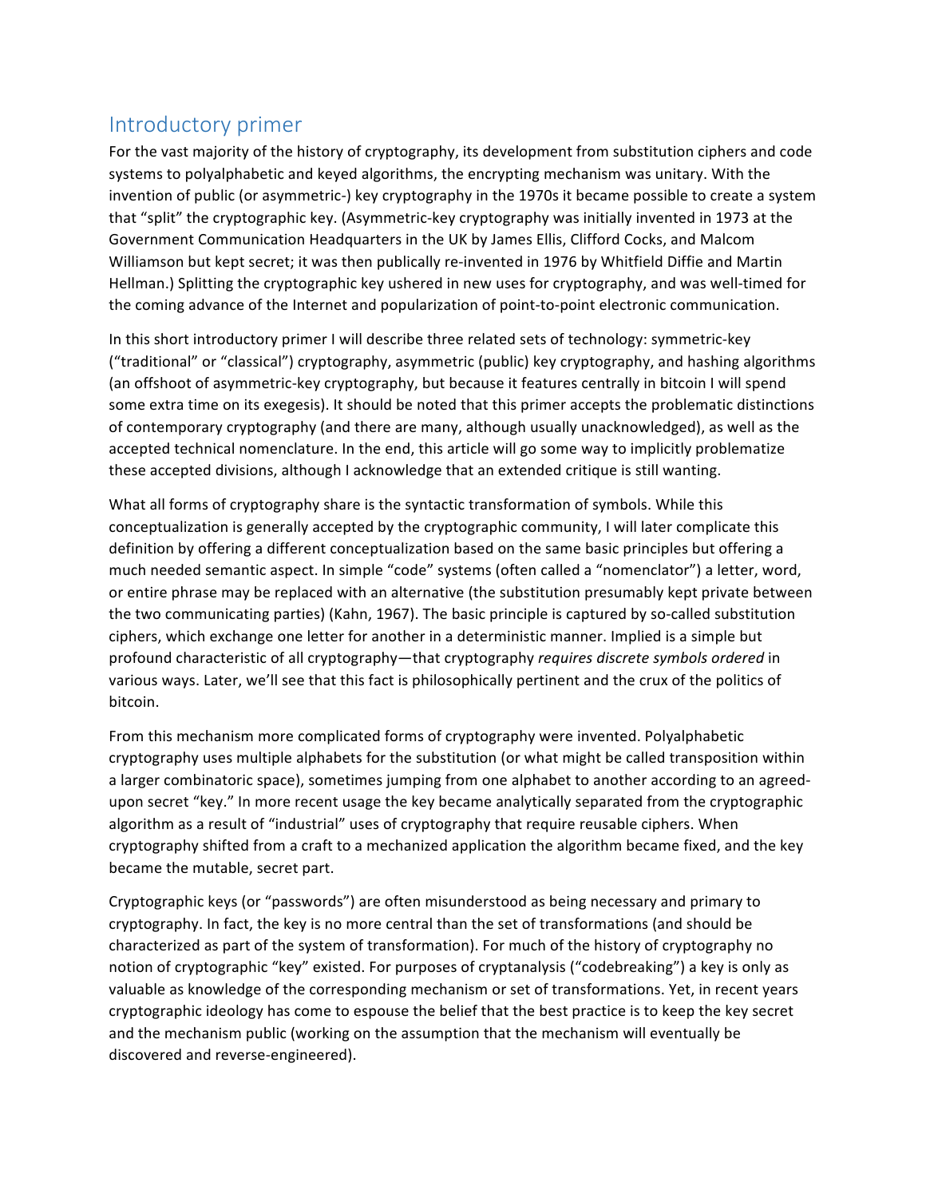## Introductory primer

For the vast majority of the history of cryptography, its development from substitution ciphers and code systems to polyalphabetic and keyed algorithms, the encrypting mechanism was unitary. With the invention of public (or asymmetric-) key cryptography in the 1970s it became possible to create a system that "split" the cryptographic key. (Asymmetric-key cryptography was initially invented in 1973 at the Government Communication Headquarters in the UK by James Ellis, Clifford Cocks, and Malcom Williamson but kept secret; it was then publically re-invented in 1976 by Whitfield Diffie and Martin Hellman.) Splitting the cryptographic key ushered in new uses for cryptography, and was well-timed for the coming advance of the Internet and popularization of point-to-point electronic communication.

In this short introductory primer I will describe three related sets of technology: symmetric-key ("traditional" or "classical") cryptography, asymmetric (public) key cryptography, and hashing algorithms (an offshoot of asymmetric-key cryptography, but because it features centrally in bitcoin I will spend some extra time on its exegesis). It should be noted that this primer accepts the problematic distinctions of contemporary cryptography (and there are many, although usually unacknowledged), as well as the accepted technical nomenclature. In the end, this article will go some way to implicitly problematize these accepted divisions, although I acknowledge that an extended critique is still wanting.

What all forms of cryptography share is the syntactic transformation of symbols. While this conceptualization is generally accepted by the cryptographic community, I will later complicate this definition by offering a different conceptualization based on the same basic principles but offering a much needed semantic aspect. In simple "code" systems (often called a "nomenclator") a letter, word, or entire phrase may be replaced with an alternative (the substitution presumably kept private between the two communicating parties) (Kahn, 1967). The basic principle is captured by so-called substitution ciphers, which exchange one letter for another in a deterministic manner. Implied is a simple but profound characteristic of all cryptography—that cryptography *requires discrete symbols ordered* in various ways. Later, we'll see that this fact is philosophically pertinent and the crux of the politics of bitcoin.

From this mechanism more complicated forms of cryptography were invented. Polyalphabetic cryptography uses multiple alphabets for the substitution (or what might be called transposition within a larger combinatoric space), sometimes jumping from one alphabet to another according to an agreed-upon secret "key." In more recent usage the key became analytically separated from the cryptographic algorithm as a result of "industrial" uses of cryptography that require reusable ciphers. When cryptography shifted from a craft to a mechanized application the algorithm became fixed, and the key became the mutable, secret part.

Cryptographic keys (or "passwords") are often misunderstood as being necessary and primary to cryptography. In fact, the key is no more central than the set of transformations (and should be characterized as part of the system of transformation). For much of the history of cryptography no notion of cryptographic "key" existed. For purposes of cryptanalysis ("codebreaking") a key is only as valuable as knowledge of the corresponding mechanism or set of transformations. Yet, in recent years cryptographic ideology has come to espouse the belief that the best practice is to keep the key secret and the mechanism public (working on the assumption that the mechanism will eventually be discovered and reverse-engineered).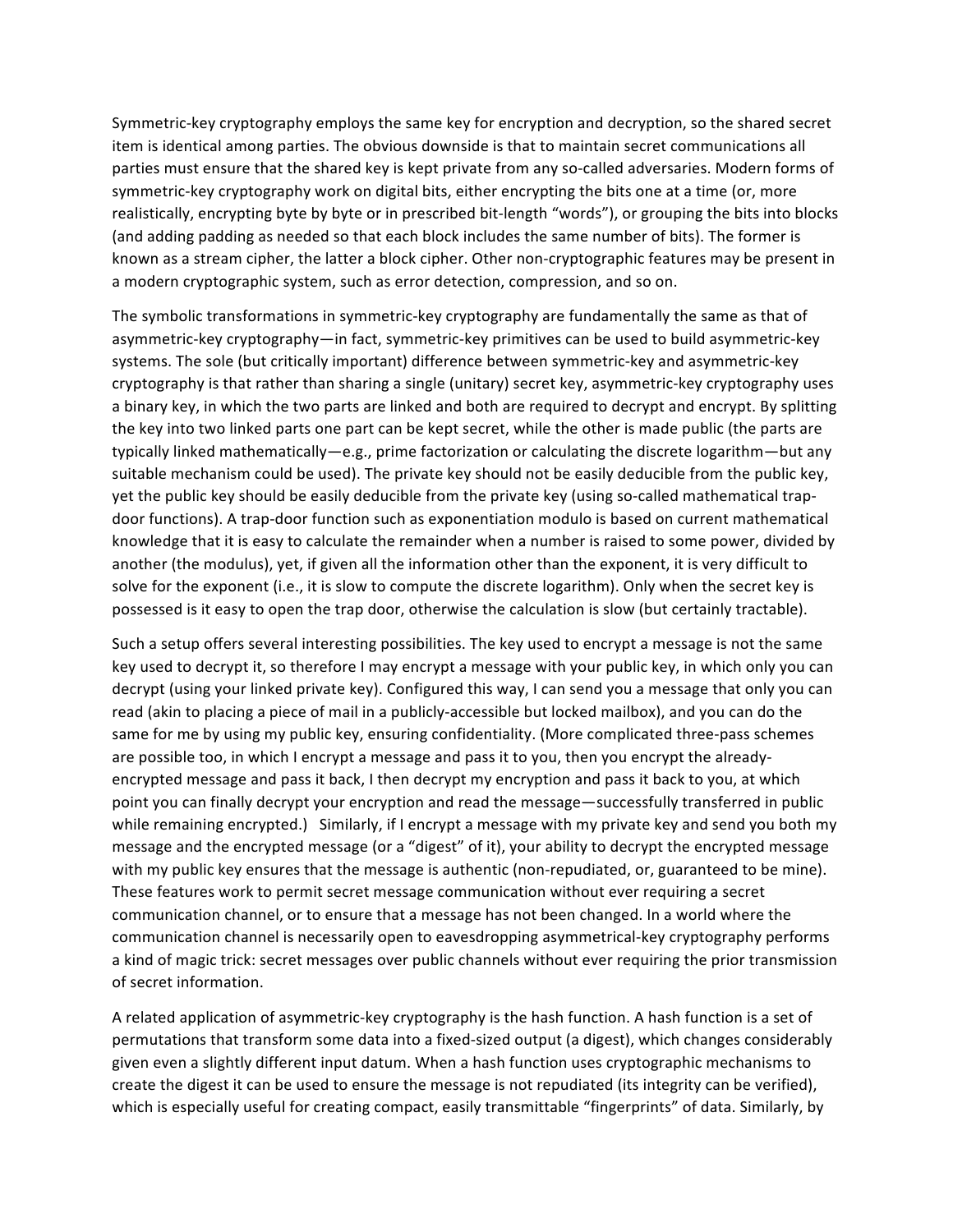Symmetric-key cryptography employs the same key for encryption and decryption, so the shared secret item is identical among parties. The obvious downside is that to maintain secret communications all parties must ensure that the shared key is kept private from any so-called adversaries. Modern forms of symmetric-key cryptography work on digital bits, either encrypting the bits one at a time (or, more realistically, encrypting byte by byte or in prescribed bit-length "words"), or grouping the bits into blocks (and adding padding as needed so that each block includes the same number of bits). The former is known as a stream cipher, the latter a block cipher. Other non-cryptographic features may be present in a modern cryptographic system, such as error detection, compression, and so on.

The symbolic transformations in symmetric-key cryptography are fundamentally the same as that of asymmetric-key cryptography—in fact, symmetric-key primitives can be used to build asymmetric-key systems. The sole (but critically important) difference between symmetric-key and asymmetric-key cryptography is that rather than sharing a single (unitary) secret key, asymmetric-key cryptography uses a binary key, in which the two parts are linked and both are required to decrypt and encrypt. By splitting the key into two linked parts one part can be kept secret, while the other is made public (the parts are typically linked mathematically—e.g., prime factorization or calculating the discrete logarithm—but any suitable mechanism could be used). The private key should not be easily deducible from the public key, yet the public key should be easily deducible from the private key (using so-called mathematical trap-door functions). A trap-door function such as exponentiation modulo is based on current mathematical knowledge that it is easy to calculate the remainder when a number is raised to some power, divided by another (the modulus), yet, if given all the information other than the exponent, it is very difficult to solve for the exponent (i.e., it is slow to compute the discrete logarithm). Only when the secret key is possessed is it easy to open the trap door, otherwise the calculation is slow (but certainly tractable).

Such a setup offers several interesting possibilities. The key used to encrypt a message is not the same key used to decrypt it, so therefore I may encrypt a message with your public key, in which only you can decrypt (using your linked private key). Configured this way, I can send you a message that only you can read (akin to placing a piece of mail in a publicly-accessible but locked mailbox), and you can do the same for me by using my public key, ensuring confidentiality. (More complicated three-pass schemes are possible too, in which I encrypt a message and pass it to you, then you encrypt the already-encrypted message and pass it back, I then decrypt my encryption and pass it back to you, at which point you can finally decrypt your encryption and read the message—successfully transferred in public while remaining encrypted.) Similarly, if I encrypt a message with my private key and send you both my message and the encrypted message (or a "digest" of it), your ability to decrypt the encrypted message with my public key ensures that the message is authentic (non-repudiated, or, guaranteed to be mine). These features work to permit secret message communication without ever requiring a secret communication channel, or to ensure that a message has not been changed. In a world where the communication channel is necessarily open to eavesdropping asymmetrical-key cryptography performs a kind of magic trick: secret messages over public channels without ever requiring the prior transmission of secret information.

A related application of asymmetric-key cryptography is the hash function. A hash function is a set of permutations that transform some data into a fixed-sized output (a digest), which changes considerably given even a slightly different input datum. When a hash function uses cryptographic mechanisms to create the digest it can be used to ensure the message is not repudiated (its integrity can be verified), which is especially useful for creating compact, easily transmittable "fingerprints" of data. Similarly, by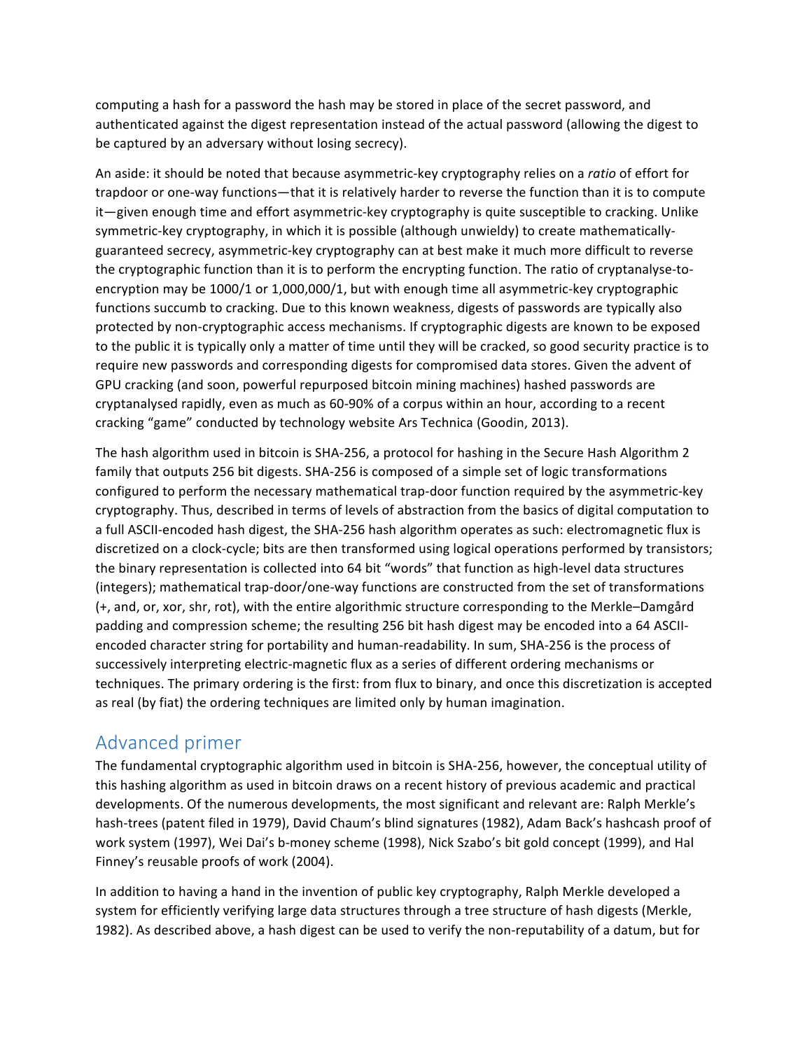computing a hash for a password the hash may be stored in place of the secret password, and authenticated against the digest representation instead of the actual password (allowing the digest to be captured by an adversary without losing secrecy).

An aside: it should be noted that because asymmetric-key cryptography relies on a *ratio* of effort for trapdoor or one-way functions—that it is relatively harder to reverse the function than it is to compute it—given enough time and effort asymmetric-key cryptography is quite susceptible to cracking. Unlike symmetric-key cryptography, in which it is possible (although unwieldy) to create mathematically-guaranteed secrecy, asymmetric-key cryptography can at best make it much more difficult to reverse the cryptographic function than it is to perform the encrypting function. The ratio of cryptanalyse-to-encryption may be 1000/1 or 1,000,000/1, but with enough time all asymmetric-key cryptographic functions succumb to cracking. Due to this known weakness, digests of passwords are typically also protected by non-cryptographic access mechanisms. If cryptographic digests are known to be exposed to the public it is typically only a matter of time until they will be cracked, so good security practice is to require new passwords and corresponding digests for compromised data stores. Given the advent of GPU cracking (and soon, powerful repurposed bitcoin mining machines) hashed passwords are cryptanalysed rapidly, even as much as 60-90% of a corpus within an hour, according to a recent cracking "game" conducted by technology website Ars Technica (Goodin, 2013).

The hash algorithm used in bitcoin is SHA-256, a protocol for hashing in the Secure Hash Algorithm 2 family that outputs 256 bit digests. SHA-256 is composed of a simple set of logic transformations configured to perform the necessary mathematical trap-door function required by the asymmetric-key cryptography. Thus, described in terms of levels of abstraction from the basics of digital computation to a full ASCII-encoded hash digest, the SHA-256 hash algorithm operates as such: electromagnetic flux is discretized on a clock-cycle; bits are then transformed using logical operations performed by transistors; the binary representation is collected into 64 bit "words" that function as high-level data structures (integers); mathematical trap-door/one-way functions are constructed from the set of transformations (+, and, or, xor, shr, rot), with the entire algorithmic structure corresponding to the Merkle–Damgård padding and compression scheme; the resulting 256 bit hash digest may be encoded into a 64 ASCII-encoded character string for portability and human-readability. In sum, SHA-256 is the process of successively interpreting electric-magnetic flux as a series of different ordering mechanisms or techniques. The primary ordering is the first: from flux to binary, and once this discretization is accepted as real (by fiat) the ordering techniques are limited only by human imagination.

## Advanced primer

The fundamental cryptographic algorithm used in bitcoin is SHA-256, however, the conceptual utility of this hashing algorithm as used in bitcoin draws on a recent history of previous academic and practical developments. Of the numerous developments, the most significant and relevant are: Ralph Merkle's hash-trees (patent filed in 1979), David Chaum's blind signatures (1982), Adam Back's hashcash proof of work system (1997), Wei Dai's b-money scheme (1998), Nick Szabo's bit gold concept (1999), and Hal Finney's reusable proofs of work (2004).

In addition to having a hand in the invention of public key cryptography, Ralph Merkle developed a system for efficiently verifying large data structures through a tree structure of hash digests (Merkle, 1982). As described above, a hash digest can be used to verify the non-reputability of a datum, but for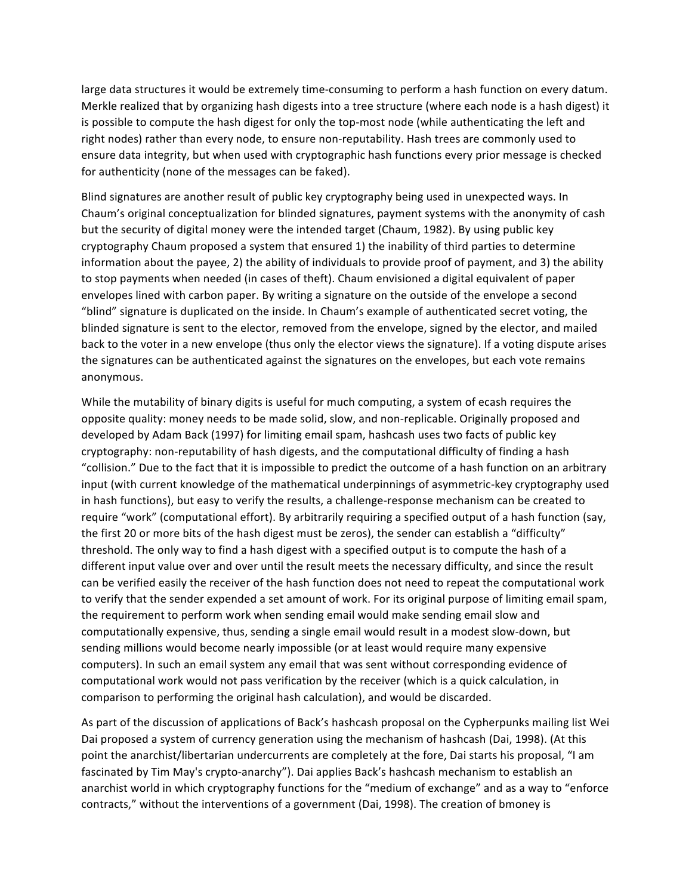large data structures it would be extremely time-consuming to perform a hash function on every datum. Merkle realized that by organizing hash digests into a tree structure (where each node is a hash digest) it is possible to compute the hash digest for only the top-most node (while authenticating the left and right nodes) rather than every node, to ensure non-reputability. Hash trees are commonly used to ensure data integrity, but when used with cryptographic hash functions every prior message is checked for authenticity (none of the messages can be faked).

Blind signatures are another result of public key cryptography being used in unexpected ways. In Chaum's original conceptualization for blinded signatures, payment systems with the anonymity of cash but the security of digital money were the intended target (Chaum, 1982). By using public key cryptography Chaum proposed a system that ensured 1) the inability of third parties to determine information about the payee, 2) the ability of individuals to provide proof of payment, and 3) the ability to stop payments when needed (in cases of theft). Chaum envisioned a digital equivalent of paper envelopes lined with carbon paper. By writing a signature on the outside of the envelope a second "blind" signature is duplicated on the inside. In Chaum's example of authenticated secret voting, the blinded signature is sent to the elector, removed from the envelope, signed by the elector, and mailed back to the voter in a new envelope (thus only the elector views the signature). If a voting dispute arises the signatures can be authenticated against the signatures on the envelopes, but each vote remains anonymous.

While the mutability of binary digits is useful for much computing, a system of ecash requires the opposite quality: money needs to be made solid, slow, and non-replicable. Originally proposed and developed by Adam Back (1997) for limiting email spam, hashcash uses two facts of public key cryptography: non-reputability of hash digests, and the computational difficulty of finding a hash "collision." Due to the fact that it is impossible to predict the outcome of a hash function on an arbitrary input (with current knowledge of the mathematical underpinnings of asymmetric-key cryptography used in hash functions), but easy to verify the results, a challenge-response mechanism can be created to require "work" (computational effort). By arbitrarily requiring a specified output of a hash function (say, the first 20 or more bits of the hash digest must be zeros), the sender can establish a "difficulty" threshold. The only way to find a hash digest with a specified output is to compute the hash of a different input value over and over until the result meets the necessary difficulty, and since the result can be verified easily the receiver of the hash function does not need to repeat the computational work to verify that the sender expended a set amount of work. For its original purpose of limiting email spam, the requirement to perform work when sending email would make sending email slow and computationally expensive, thus, sending a single email would result in a modest slow-down, but sending millions would become nearly impossible (or at least would require many expensive computers). In such an email system any email that was sent without corresponding evidence of computational work would not pass verification by the receiver (which is a quick calculation, in comparison to performing the original hash calculation), and would be discarded.

As part of the discussion of applications of Back's hashcash proposal on the Cypherpunks mailing list Wei Dai proposed a system of currency generation using the mechanism of hashcash (Dai, 1998). (At this point the anarchist/libertarian undercurrents are completely at the fore, Dai starts his proposal, "I am fascinated by Tim May's crypto-anarchy"). Dai applies Back's hashcash mechanism to establish an anarchist world in which cryptography functions for the "medium of exchange" and as a way to "enforce contracts," without the interventions of a government (Dai, 1998). The creation of bmoney is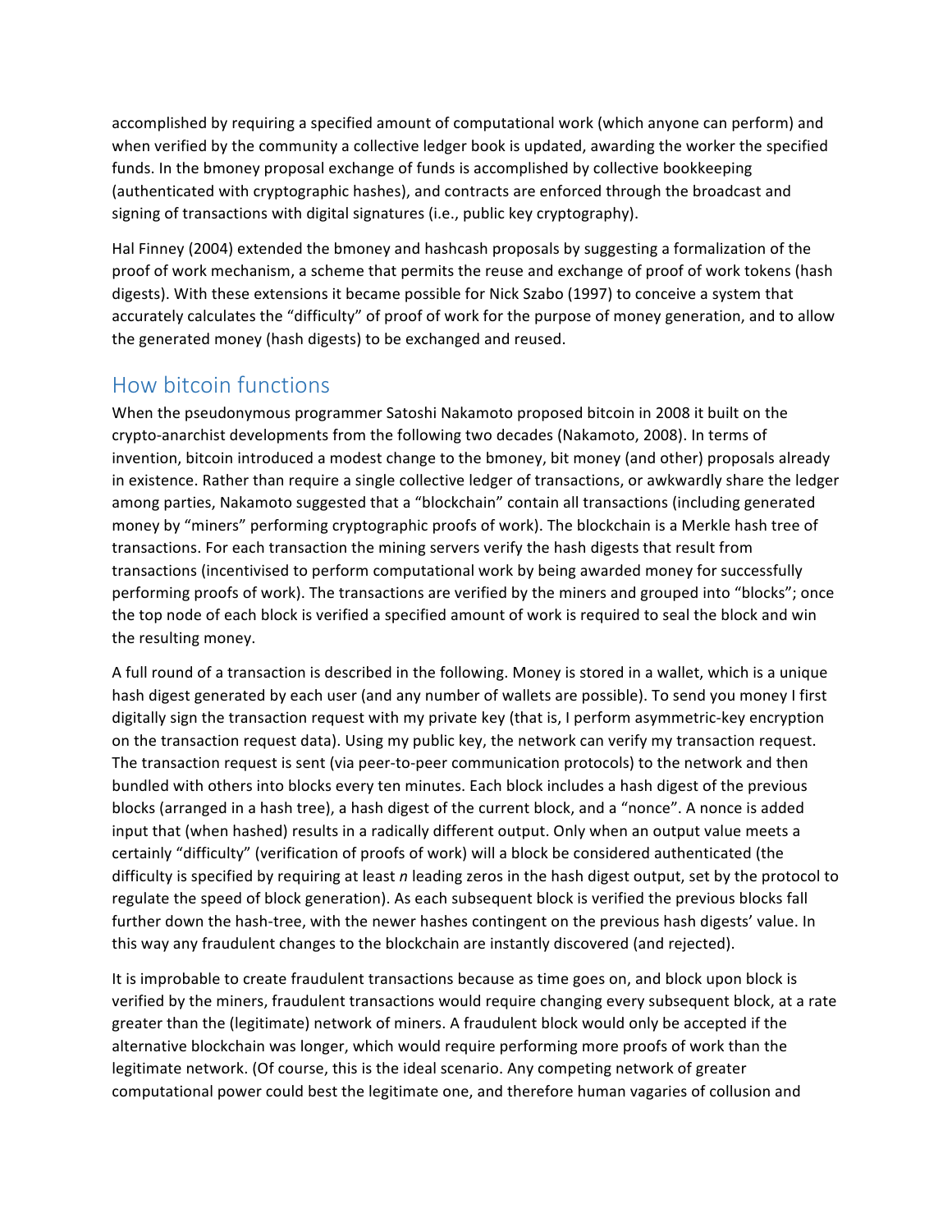accomplished by requiring a specified amount of computational work (which anyone can perform) and when verified by the community a collective ledger book is updated, awarding the worker the specified funds. In the bmoney proposal exchange of funds is accomplished by collective bookkeeping (authenticated with cryptographic hashes), and contracts are enforced through the broadcast and signing of transactions with digital signatures (i.e., public key cryptography).

Hal Finney (2004) extended the bmoney and hashcash proposals by suggesting a formalization of the proof of work mechanism, a scheme that permits the reuse and exchange of proof of work tokens (hash digests). With these extensions it became possible for Nick Szabo (1997) to conceive a system that accurately calculates the "difficulty" of proof of work for the purpose of money generation, and to allow the generated money (hash digests) to be exchanged and reused.

## How bitcoin functions

When the pseudonymous programmer Satoshi Nakamoto proposed bitcoin in 2008 it built on the crypto-anarchist developments from the following two decades (Nakamoto, 2008). In terms of invention, bitcoin introduced a modest change to the bmoney, bit money (and other) proposals already in existence. Rather than require a single collective ledger of transactions, or awkwardly share the ledger among parties, Nakamoto suggested that a "blockchain" contain all transactions (including generated money by "miners" performing cryptographic proofs of work). The blockchain is a Merkle hash tree of transactions. For each transaction the mining servers verify the hash digests that result from transactions (incentivised to perform computational work by being awarded money for successfully performing proofs of work). The transactions are verified by the miners and grouped into "blocks"; once the top node of each block is verified a specified amount of work is required to seal the block and win the resulting money.

A full round of a transaction is described in the following. Money is stored in a wallet, which is a unique hash digest generated by each user (and any number of wallets are possible). To send you money I first digitally sign the transaction request with my private key (that is, I perform asymmetric-key encryption on the transaction request data). Using my public key, the network can verify my transaction request. The transaction request is sent (via peer-to-peer communication protocols) to the network and then bundled with others into blocks every ten minutes. Each block includes a hash digest of the previous blocks (arranged in a hash tree), a hash digest of the current block, and a "nonce". A nonce is added input that (when hashed) results in a radically different output. Only when an output value meets a certainly "difficulty" (verification of proofs of work) will a block be considered authenticated (the difficulty is specified by requiring at least *n* leading zeros in the hash digest output, set by the protocol to regulate the speed of block generation). As each subsequent block is verified the previous blocks fall further down the hash-tree, with the newer hashes contingent on the previous hash digests' value. In this way any fraudulent changes to the blockchain are instantly discovered (and rejected).

It is improbable to create fraudulent transactions because as time goes on, and block upon block is verified by the miners, fraudulent transactions would require changing every subsequent block, at a rate greater than the (legitimate) network of miners. A fraudulent block would only be accepted if the alternative blockchain was longer, which would require performing more proofs of work than the legitimate network. (Of course, this is the ideal scenario. Any competing network of greater computational power could best the legitimate one, and therefore human vagaries of collusion and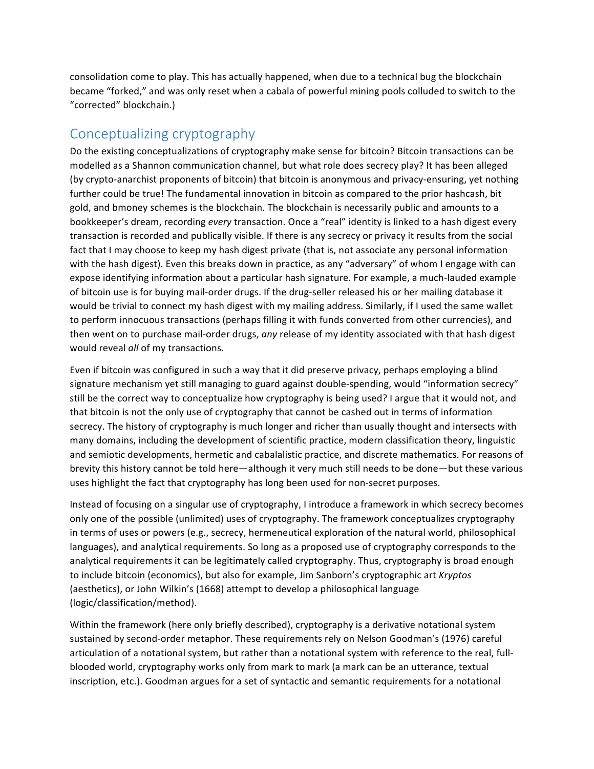consolidation come to play. This has actually happened, when due to a technical bug the blockchain became "forked," and was only reset when a cabala of powerful mining pools colluded to switch to the "corrected" blockchain.)

## Conceptualizing cryptography

Do the existing conceptualizations of cryptography make sense for bitcoin? Bitcoin transactions can be modelled as a Shannon communication channel, but what role does secrecy play? It has been alleged (by crypto-anarchist proponents of bitcoin) that bitcoin is anonymous and privacy-ensuring, yet nothing further could be true! The fundamental innovation in bitcoin as compared to the prior hashcash, bit gold, and bmoney schemes is the blockchain. The blockchain is necessarily public and amounts to a bookkeeper's dream, recording *every* transaction. Once a "real" identity is linked to a hash digest every transaction is recorded and publically visible. If there is any secrecy or privacy it results from the social fact that I may choose to keep my hash digest private (that is, not associate any personal information with the hash digest). Even this breaks down in practice, as any "adversary" of whom I engage with can expose identifying information about a particular hash signature. For example, a much-lauded example of bitcoin use is for buying mail-order drugs. If the drug-seller released his or her mailing database it would be trivial to connect my hash digest with my mailing address. Similarly, if I used the same wallet to perform innocuous transactions (perhaps filling it with funds converted from other currencies), and then went on to purchase mail-order drugs, *any* release of my identity associated with that hash digest would reveal *all* of my transactions.

Even if bitcoin was configured in such a way that it did preserve privacy, perhaps employing a blind signature mechanism yet still managing to guard against double-spending, would "information secrecy" still be the correct way to conceptualize how cryptography is being used? I argue that it would not, and that bitcoin is not the only use of cryptography that cannot be cashed out in terms of information secrecy. The history of cryptography is much longer and richer than usually thought and intersects with many domains, including the development of scientific practice, modern classification theory, linguistic and semiotic developments, hermetic and cabalalistic practice, and discrete mathematics. For reasons of brevity this history cannot be told here—although it very much still needs to be done—but these various uses highlight the fact that cryptography has long been used for non-secret purposes.

Instead of focusing on a singular use of cryptography, I introduce a framework in which secrecy becomes only one of the possible (unlimited) uses of cryptography. The framework conceptualizes cryptography in terms of uses or powers (e.g., secrecy, hermeneutical exploration of the natural world, philosophical languages), and analytical requirements. So long as a proposed use of cryptography corresponds to the analytical requirements it can be legitimately called cryptography. Thus, cryptography is broad enough to include bitcoin (economics), but also for example, Jim Sanborn's cryptographic art *Kryptos* (aesthetics), or John Wilkin's (1668) attempt to develop a philosophical language (logic/classification/method).

Within the framework (here only briefly described), cryptography is a derivative notational system sustained by second-order metaphor. These requirements rely on Nelson Goodman's (1976) careful articulation of a notational system, but rather than a notational system with reference to the real, full-blooded world, cryptography works only from mark to mark (a mark can be an utterance, textual inscription, etc.). Goodman argues for a set of syntactic and semantic requirements for a notational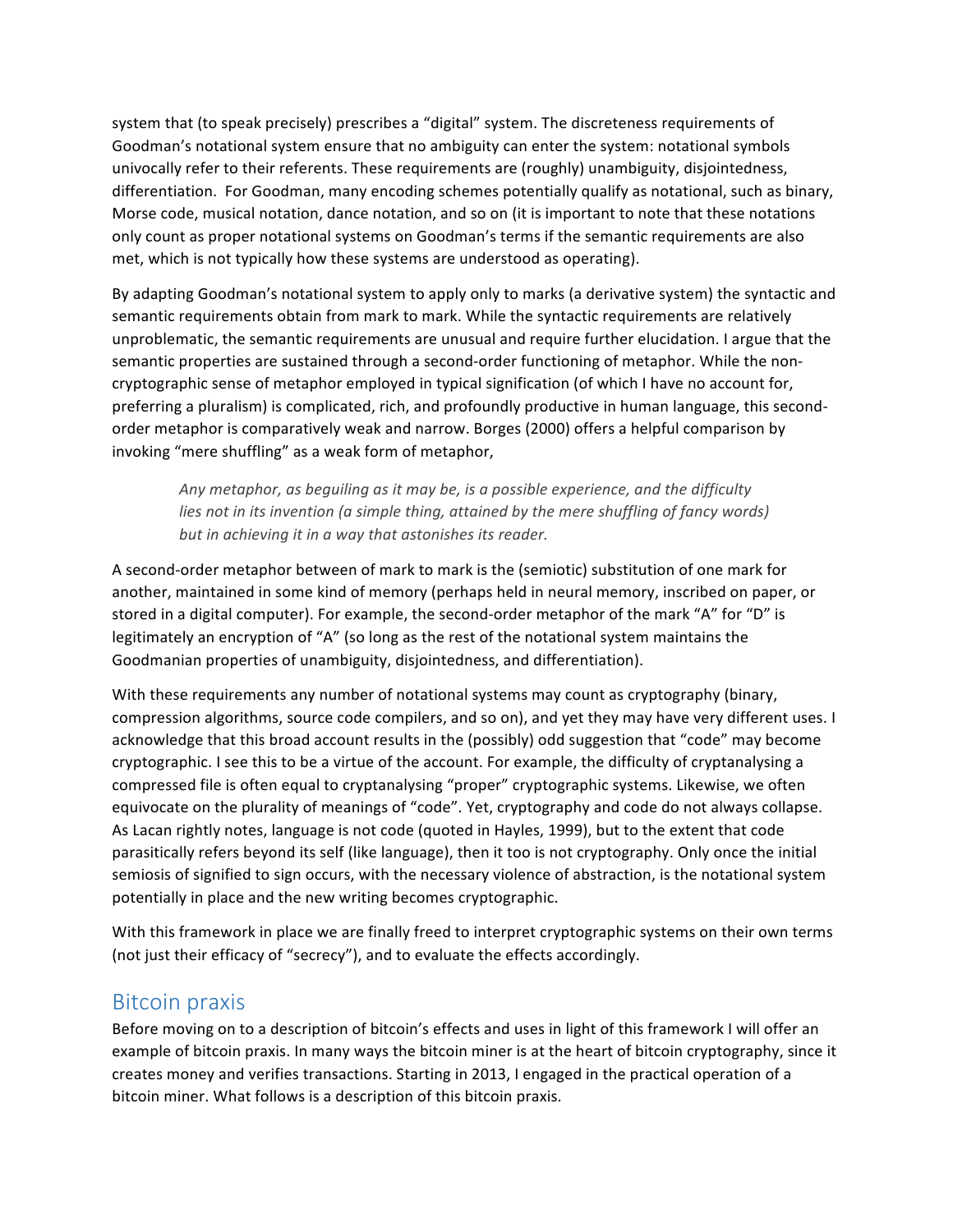system that (to speak precisely) prescribes a "digital" system. The discreteness requirements of Goodman's notational system ensure that no ambiguity can enter the system: notational symbols univocally refer to their referents. These requirements are (roughly) unambiguity, disjointedness, differentiation. For Goodman, many encoding schemes potentially qualify as notational, such as binary, Morse code, musical notation, dance notation, and so on (it is important to note that these notations only count as proper notational systems on Goodman's terms if the semantic requirements are also met, which is not typically how these systems are understood as operating).

By adapting Goodman's notational system to apply only to marks (a derivative system) the syntactic and semantic requirements obtain from mark to mark. While the syntactic requirements are relatively unproblematic, the semantic requirements are unusual and require further elucidation. I argue that the semantic properties are sustained through a second-order functioning of metaphor. While the non-cryptographic sense of metaphor employed in typical signification (of which I have no account for, preferring a pluralism) is complicated, rich, and profoundly productive in human language, this second-order metaphor is comparatively weak and narrow. Borges (2000) offers a helpful comparison by invoking "mere shuffling" as a weak form of metaphor,

> *Any metaphor, as beguiling as it may be, is a possible experience, and the difficulty lies not in its invention (a simple thing, attained by the mere shuffling of fancy words) but in achieving it in a way that astonishes its reader.*

A second-order metaphor between of mark to mark is the (semiotic) substitution of one mark for another, maintained in some kind of memory (perhaps held in neural memory, inscribed on paper, or stored in a digital computer). For example, the second-order metaphor of the mark "A" for "D" is legitimately an encryption of "A" (so long as the rest of the notational system maintains the Goodmanian properties of unambiguity, disjointedness, and differentiation).

With these requirements any number of notational systems may count as cryptography (binary, compression algorithms, source code compilers, and so on), and yet they may have very different uses. I acknowledge that this broad account results in the (possibly) odd suggestion that "code" may become cryptographic. I see this to be a virtue of the account. For example, the difficulty of cryptanalysing a compressed file is often equal to cryptanalysing "proper" cryptographic systems. Likewise, we often equivocate on the plurality of meanings of "code". Yet, cryptography and code do not always collapse. As Lacan rightly notes, language is not code (quoted in Hayles, 1999), but to the extent that code parasitically refers beyond its self (like language), then it too is not cryptography. Only once the initial semiosis of signified to sign occurs, with the necessary violence of abstraction, is the notational system potentially in place and the new writing becomes cryptographic.

With this framework in place we are finally freed to interpret cryptographic systems on their own terms (not just their efficacy of "secrecy"), and to evaluate the effects accordingly.

## Bitcoin praxis

Before moving on to a description of bitcoin's effects and uses in light of this framework I will offer an example of bitcoin praxis. In many ways the bitcoin miner is at the heart of bitcoin cryptography, since it creates money and verifies transactions. Starting in 2013, I engaged in the practical operation of a bitcoin miner. What follows is a description of this bitcoin praxis.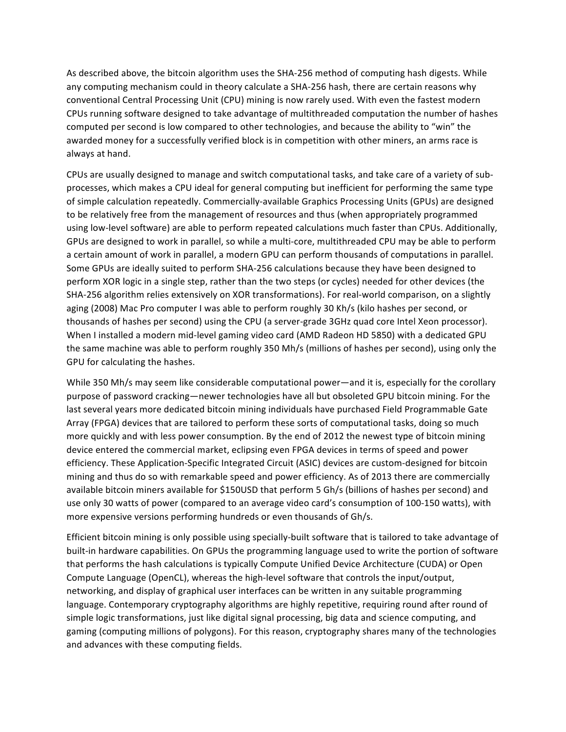As described above, the bitcoin algorithm uses the SHA-256 method of computing hash digests. While any computing mechanism could in theory calculate a SHA-256 hash, there are certain reasons why conventional Central Processing Unit (CPU) mining is now rarely used. With even the fastest modern CPUs running software designed to take advantage of multithreaded computation the number of hashes computed per second is low compared to other technologies, and because the ability to "win" the awarded money for a successfully verified block is in competition with other miners, an arms race is always at hand.

CPUs are usually designed to manage and switch computational tasks, and take care of a variety of sub-processes, which makes a CPU ideal for general computing but inefficient for performing the same type of simple calculation repeatedly. Commercially-available Graphics Processing Units (GPUs) are designed to be relatively free from the management of resources and thus (when appropriately programmed using low-level software) are able to perform repeated calculations much faster than CPUs. Additionally, GPUs are designed to work in parallel, so while a multi-core, multithreaded CPU may be able to perform a certain amount of work in parallel, a modern GPU can perform thousands of computations in parallel. Some GPUs are ideally suited to perform SHA-256 calculations because they have been designed to perform XOR logic in a single step, rather than the two steps (or cycles) needed for other devices (the SHA-256 algorithm relies extensively on XOR transformations). For real-world comparison, on a slightly aging (2008) Mac Pro computer I was able to perform roughly 30 Kh/s (kilo hashes per second, or thousands of hashes per second) using the CPU (a server-grade 3GHz quad core Intel Xeon processor). When I installed a modern mid-level gaming video card (AMD Radeon HD 5850) with a dedicated GPU the same machine was able to perform roughly 350 Mh/s (millions of hashes per second), using only the GPU for calculating the hashes.

While 350 Mh/s may seem like considerable computational power—and it is, especially for the corollary purpose of password cracking—newer technologies have all but obsoleted GPU bitcoin mining. For the last several years more dedicated bitcoin mining individuals have purchased Field Programmable Gate Array (FPGA) devices that are tailored to perform these sorts of computational tasks, doing so much more quickly and with less power consumption. By the end of 2012 the newest type of bitcoin mining device entered the commercial market, eclipsing even FPGA devices in terms of speed and power efficiency. These Application-Specific Integrated Circuit (ASIC) devices are custom-designed for bitcoin mining and thus do so with remarkable speed and power efficiency. As of 2013 there are commercially available bitcoin miners available for $150USD that perform 5 Gh/s (billions of hashes per second) and use only 30 watts of power (compared to an average video card's consumption of 100-150 watts), with more expensive versions performing hundreds or even thousands of Gh/s.

Efficient bitcoin mining is only possible using specially-built software that is tailored to take advantage of built-in hardware capabilities. On GPUs the programming language used to write the portion of software that performs the hash calculations is typically Compute Unified Device Architecture (CUDA) or Open Compute Language (OpenCL), whereas the high-level software that controls the input/output, networking, and display of graphical user interfaces can be written in any suitable programming language. Contemporary cryptography algorithms are highly repetitive, requiring round after round of simple logic transformations, just like digital signal processing, big data and science computing, and gaming (computing millions of polygons). For this reason, cryptography shares many of the technologies and advances with these computing fields.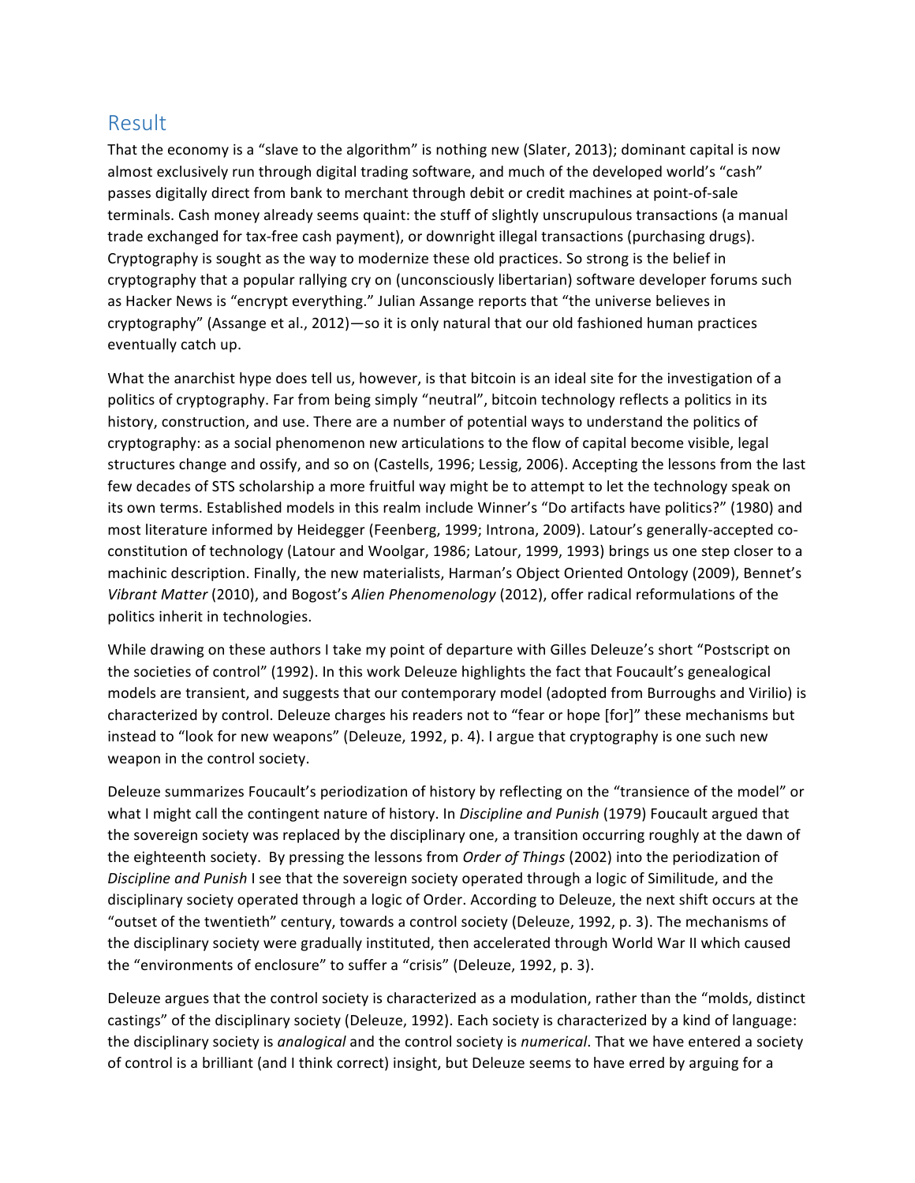## Result

That the economy is a "slave to the algorithm" is nothing new (Slater, 2013); dominant capital is now almost exclusively run through digital trading software, and much of the developed world's "cash" passes digitally direct from bank to merchant through debit or credit machines at point-of-sale terminals. Cash money already seems quaint: the stuff of slightly unscrupulous transactions (a manual trade exchanged for tax-free cash payment), or downright illegal transactions (purchasing drugs). Cryptography is sought as the way to modernize these old practices. So strong is the belief in cryptography that a popular rallying cry on (unconsciously libertarian) software developer forums such as Hacker News is "encrypt everything." Julian Assange reports that "the universe believes in cryptography" (Assange et al., 2012)—so it is only natural that our old fashioned human practices eventually catch up.

What the anarchist hype does tell us, however, is that bitcoin is an ideal site for the investigation of a politics of cryptography. Far from being simply "neutral", bitcoin technology reflects a politics in its history, construction, and use. There are a number of potential ways to understand the politics of cryptography: as a social phenomenon new articulations to the flow of capital become visible, legal structures change and ossify, and so on (Castells, 1996; Lessig, 2006). Accepting the lessons from the last few decades of STS scholarship a more fruitful way might be to attempt to let the technology speak on its own terms. Established models in this realm include Winner's "Do artifacts have politics?" (1980) and most literature informed by Heidegger (Feenberg, 1999; Introna, 2009). Latour's generally-accepted co-constitution of technology (Latour and Woolgar, 1986; Latour, 1999, 1993) brings us one step closer to a machinic description. Finally, the new materialists, Harman's Object Oriented Ontology (2009), Bennet's *Vibrant Matter* (2010), and Bogost's *Alien Phenomenology* (2012), offer radical reformulations of the politics inherit in technologies.

While drawing on these authors I take my point of departure with Gilles Deleuze's short "Postscript on the societies of control" (1992). In this work Deleuze highlights the fact that Foucault's genealogical models are transient, and suggests that our contemporary model (adopted from Burroughs and Virilio) is characterized by control. Deleuze charges his readers not to "fear or hope [for]" these mechanisms but instead to "look for new weapons" (Deleuze, 1992, p. 4). I argue that cryptography is one such new weapon in the control society.

Deleuze summarizes Foucault's periodization of history by reflecting on the "transience of the model" or what I might call the contingent nature of history. In *Discipline and Punish* (1979) Foucault argued that the sovereign society was replaced by the disciplinary one, a transition occurring roughly at the dawn of the eighteenth society. By pressing the lessons from *Order of Things* (2002) into the periodization of *Discipline and Punish* I see that the sovereign society operated through a logic of Similitude, and the disciplinary society operated through a logic of Order. According to Deleuze, the next shift occurs at the "outset of the twentieth" century, towards a control society (Deleuze, 1992, p. 3). The mechanisms of the disciplinary society were gradually instituted, then accelerated through World War II which caused the "environments of enclosure" to suffer a "crisis" (Deleuze, 1992, p. 3).

Deleuze argues that the control society is characterized as a modulation, rather than the "molds, distinct castings" of the disciplinary society (Deleuze, 1992). Each society is characterized by a kind of language: the disciplinary society is *analogical* and the control society is *numerical*. That we have entered a society of control is a brilliant (and I think correct) insight, but Deleuze seems to have erred by arguing for a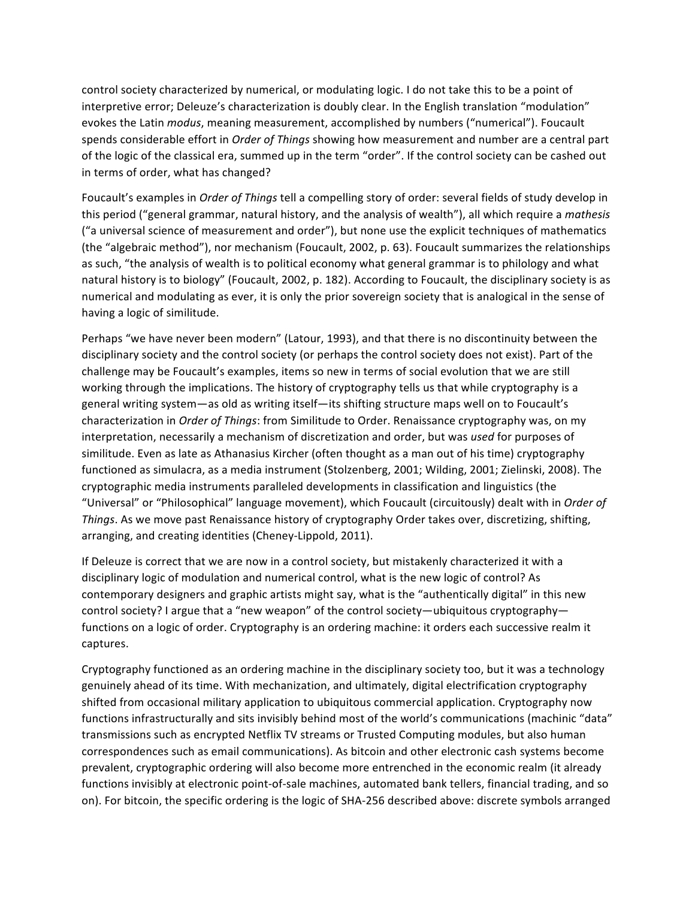control society characterized by numerical, or modulating logic. I do not take this to be a point of interpretive error; Deleuze's characterization is doubly clear. In the English translation "modulation" evokes the Latin *modus*, meaning measurement, accomplished by numbers ("numerical"). Foucault spends considerable effort in *Order of Things* showing how measurement and number are a central part of the logic of the classical era, summed up in the term "order". If the control society can be cashed out in terms of order, what has changed?

Foucault's examples in *Order of Things* tell a compelling story of order: several fields of study develop in this period ("general grammar, natural history, and the analysis of wealth"), all which require a *mathesis* ("a universal science of measurement and order"), but none use the explicit techniques of mathematics (the "algebraic method"), nor mechanism (Foucault, 2002, p. 63). Foucault summarizes the relationships as such, "the analysis of wealth is to political economy what general grammar is to philology and what natural history is to biology" (Foucault, 2002, p. 182). According to Foucault, the disciplinary society is as numerical and modulating as ever, it is only the prior sovereign society that is analogical in the sense of having a logic of similitude.

Perhaps "we have never been modern" (Latour, 1993), and that there is no discontinuity between the disciplinary society and the control society (or perhaps the control society does not exist). Part of the challenge may be Foucault's examples, items so new in terms of social evolution that we are still working through the implications. The history of cryptography tells us that while cryptography is a general writing system—as old as writing itself—its shifting structure maps well on to Foucault's characterization in *Order of Things*: from Similitude to Order. Renaissance cryptography was, on my interpretation, necessarily a mechanism of discretization and order, but was *used* for purposes of similitude. Even as late as Athanasius Kircher (often thought as a man out of his time) cryptography functioned as simulacra, as a media instrument (Stolzenberg, 2001; Wilding, 2001; Zielinski, 2008). The cryptographic media instruments paralleled developments in classification and linguistics (the "Universal" or "Philosophical" language movement), which Foucault (circuitously) dealt with in *Order of Things*. As we move past Renaissance history of cryptography Order takes over, discretizing, shifting, arranging, and creating identities (Cheney-Lippold, 2011).

If Deleuze is correct that we are now in a control society, but mistakenly characterized it with a disciplinary logic of modulation and numerical control, what is the new logic of control? As contemporary designers and graphic artists might say, what is the "authentically digital" in this new control society? I argue that a "new weapon" of the control society—ubiquitous cryptography—functions on a logic of order. Cryptography is an ordering machine: it orders each successive realm it captures.

Cryptography functioned as an ordering machine in the disciplinary society too, but it was a technology genuinely ahead of its time. With mechanization, and ultimately, digital electrification cryptography shifted from occasional military application to ubiquitous commercial application. Cryptography now functions infrastructurally and sits invisibly behind most of the world's communications (machinic "data" transmissions such as encrypted Netflix TV streams or Trusted Computing modules, but also human correspondences such as email communications). As bitcoin and other electronic cash systems become prevalent, cryptographic ordering will also become more entrenched in the economic realm (it already functions invisibly at electronic point-of-sale machines, automated bank tellers, financial trading, and so on). For bitcoin, the specific ordering is the logic of SHA-256 described above: discrete symbols arranged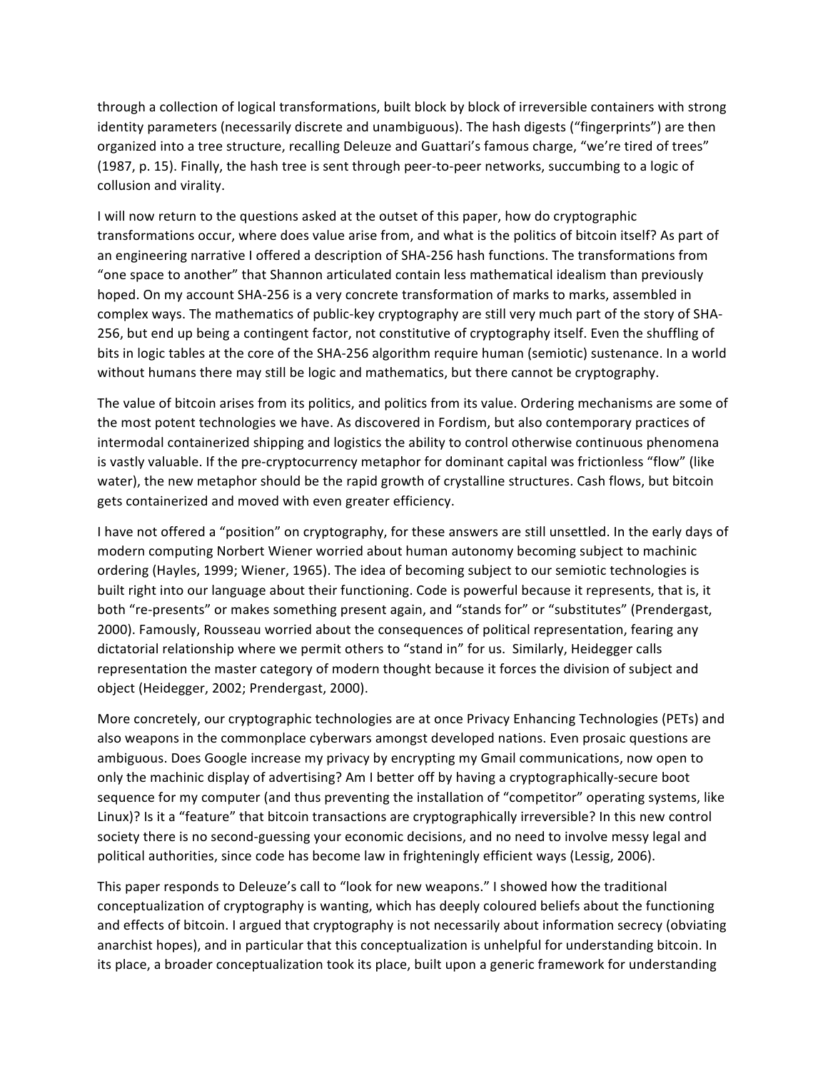through a collection of logical transformations, built block by block of irreversible containers with strong identity parameters (necessarily discrete and unambiguous). The hash digests ("fingerprints") are then organized into a tree structure, recalling Deleuze and Guattari's famous charge, "we're tired of trees" (1987, p. 15). Finally, the hash tree is sent through peer-to-peer networks, succumbing to a logic of collusion and virality.

I will now return to the questions asked at the outset of this paper, how do cryptographic transformations occur, where does value arise from, and what is the politics of bitcoin itself? As part of an engineering narrative I offered a description of SHA-256 hash functions. The transformations from "one space to another" that Shannon articulated contain less mathematical idealism than previously hoped. On my account SHA-256 is a very concrete transformation of marks to marks, assembled in complex ways. The mathematics of public-key cryptography are still very much part of the story of SHA-256, but end up being a contingent factor, not constitutive of cryptography itself. Even the shuffling of bits in logic tables at the core of the SHA-256 algorithm require human (semiotic) sustenance. In a world without humans there may still be logic and mathematics, but there cannot be cryptography.

The value of bitcoin arises from its politics, and politics from its value. Ordering mechanisms are some of the most potent technologies we have. As discovered in Fordism, but also contemporary practices of intermodal containerized shipping and logistics the ability to control otherwise continuous phenomena is vastly valuable. If the pre-cryptocurrency metaphor for dominant capital was frictionless "flow" (like water), the new metaphor should be the rapid growth of crystalline structures. Cash flows, but bitcoin gets containerized and moved with even greater efficiency.

I have not offered a "position" on cryptography, for these answers are still unsettled. In the early days of modern computing Norbert Wiener worried about human autonomy becoming subject to machinic ordering (Hayles, 1999; Wiener, 1965). The idea of becoming subject to our semiotic technologies is built right into our language about their functioning. Code is powerful because it represents, that is, it both "re-presents" or makes something present again, and "stands for" or "substitutes" (Prendergast, 2000). Famously, Rousseau worried about the consequences of political representation, fearing any dictatorial relationship where we permit others to "stand in" for us. Similarly, Heidegger calls representation the master category of modern thought because it forces the division of subject and object (Heidegger, 2002; Prendergast, 2000).

More concretely, our cryptographic technologies are at once Privacy Enhancing Technologies (PETs) and also weapons in the commonplace cyberwars amongst developed nations. Even prosaic questions are ambiguous. Does Google increase my privacy by encrypting my Gmail communications, now open to only the machinic display of advertising? Am I better off by having a cryptographically-secure boot sequence for my computer (and thus preventing the installation of "competitor" operating systems, like Linux)? Is it a "feature" that bitcoin transactions are cryptographically irreversible? In this new control society there is no second-guessing your economic decisions, and no need to involve messy legal and political authorities, since code has become law in frighteningly efficient ways (Lessig, 2006).

This paper responds to Deleuze's call to "look for new weapons." I showed how the traditional conceptualization of cryptography is wanting, which has deeply coloured beliefs about the functioning and effects of bitcoin. I argued that cryptography is not necessarily about information secrecy (obviating anarchist hopes), and in particular that this conceptualization is unhelpful for understanding bitcoin. In its place, a broader conceptualization took its place, built upon a generic framework for understanding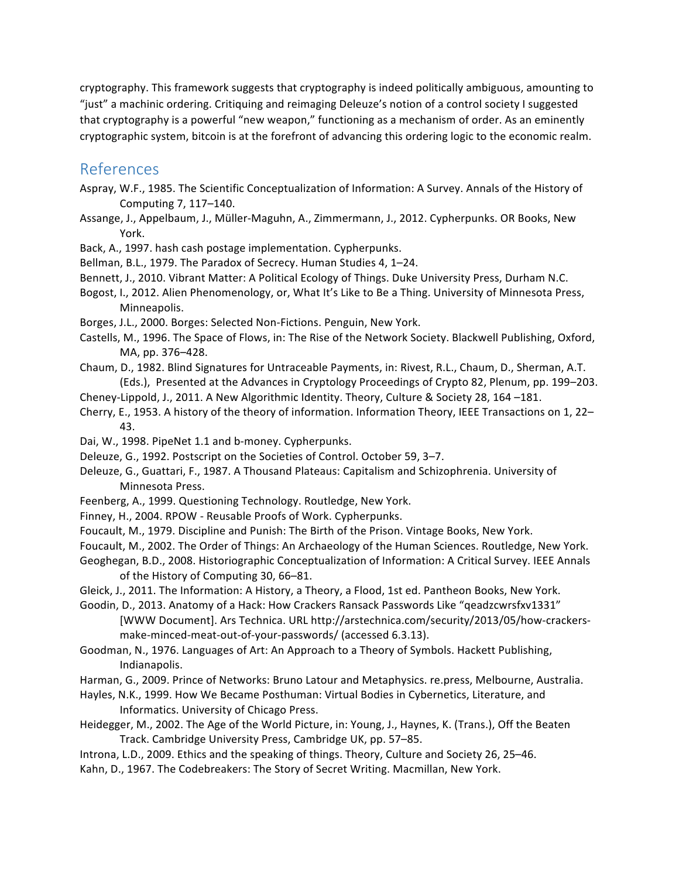cryptography. This framework suggests that cryptography is indeed politically ambiguous, amounting to "just" a machinic ordering. Critiquing and reimaging Deleuze's notion of a control society I suggested that cryptography is a powerful "new weapon," functioning as a mechanism of order. As an eminently cryptographic system, bitcoin is at the forefront of advancing this ordering logic to the economic realm.

## References

Aspray, W.F., 1985. The Scientific Conceptualization of Information: A Survey. Annals of the History of Computing 7, 117–140.

Assange, J., Appelbaum, J., Müller-Maguhn, A., Zimmermann, J., 2012. Cypherpunks. OR Books, New York.

Back, A., 1997. hash cash postage implementation. Cypherpunks.

Bellman, B.L., 1979. The Paradox of Secrecy. Human Studies 4, 1–24.

Bennett, J., 2010. Vibrant Matter: A Political Ecology of Things. Duke University Press, Durham N.C.

Bogost, I., 2012. Alien Phenomenology, or, What It's Like to Be a Thing. University of Minnesota Press, Minneapolis.

Borges, J.L., 2000. Borges: Selected Non-Fictions. Penguin, New York.

Castells, M., 1996. The Space of Flows, in: The Rise of the Network Society. Blackwell Publishing, Oxford, MA, pp. 376–428.

Chaum, D., 1982. Blind Signatures for Untraceable Payments, in: Rivest, R.L., Chaum, D., Sherman, A.T. (Eds.), Presented at the Advances in Cryptology Proceedings of Crypto 82, Plenum, pp. 199–203.

Cheney-Lippold, J., 2011. A New Algorithmic Identity. Theory, Culture & Society 28, 164 –181.

Cherry, E., 1953. A history of the theory of information. Information Theory, IEEE Transactions on 1, 22–43.

Dai, W., 1998. PipeNet 1.1 and b-money. Cypherpunks.

Deleuze, G., 1992. Postscript on the Societies of Control. October 59, 3–7.

Deleuze, G., Guattari, F., 1987. A Thousand Plateaus: Capitalism and Schizophrenia. University of Minnesota Press.

Feenberg, A., 1999. Questioning Technology. Routledge, New York.

Finney, H., 2004. RPOW - Reusable Proofs of Work. Cypherpunks.

Foucault, M., 1979. Discipline and Punish: The Birth of the Prison. Vintage Books, New York.

Foucault, M., 2002. The Order of Things: An Archaeology of the Human Sciences. Routledge, New York.

Geoghegan, B.D., 2008. Historiographic Conceptualization of Information: A Critical Survey. IEEE Annals of the History of Computing 30, 66–81.

Gleick, J., 2011. The Information: A History, a Theory, a Flood, 1st ed. Pantheon Books, New York.

Goodin, D., 2013. Anatomy of a Hack: How Crackers Ransack Passwords Like "qeadzcwrsfxv1331" [WWW Document]. Ars Technica. URL http://arstechnica.com/security/2013/05/how-crackers-make-minced-meat-out-of-your-passwords/ (accessed 6.3.13).

Goodman, N., 1976. Languages of Art: An Approach to a Theory of Symbols. Hackett Publishing, Indianapolis.

Harman, G., 2009. Prince of Networks: Bruno Latour and Metaphysics. re.press, Melbourne, Australia.

Hayles, N.K., 1999. How We Became Posthuman: Virtual Bodies in Cybernetics, Literature, and Informatics. University of Chicago Press.

Heidegger, M., 2002. The Age of the World Picture, in: Young, J., Haynes, K. (Trans.), Off the Beaten Track. Cambridge University Press, Cambridge UK, pp. 57–85.

Introna, L.D., 2009. Ethics and the speaking of things. Theory, Culture and Society 26, 25–46.

Kahn, D., 1967. The Codebreakers: The Story of Secret Writing. Macmillan, New York.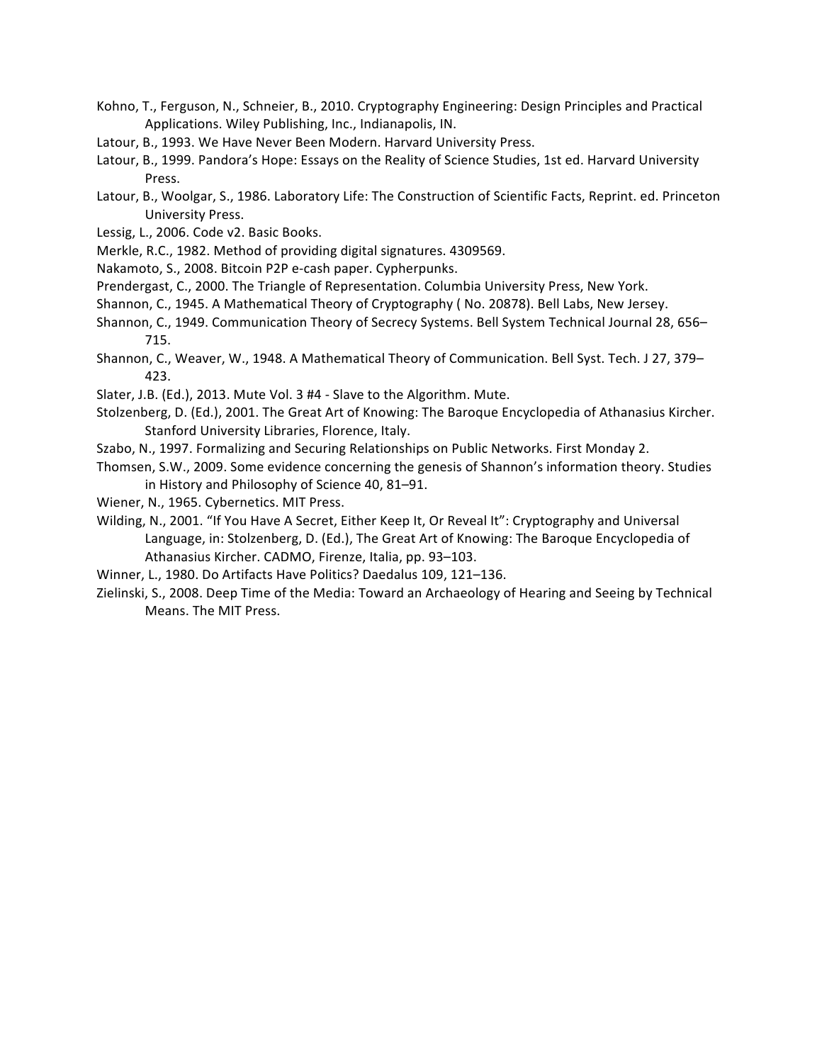Kohno, T., Ferguson, N., Schneier, B., 2010. Cryptography Engineering: Design Principles and Practical Applications. Wiley Publishing, Inc., Indianapolis, IN.

Latour, B., 1993. We Have Never Been Modern. Harvard University Press.

Latour, B., 1999. Pandora's Hope: Essays on the Reality of Science Studies, 1st ed. Harvard University Press.

Latour, B., Woolgar, S., 1986. Laboratory Life: The Construction of Scientific Facts, Reprint. ed. Princeton University Press.

Lessig, L., 2006. Code v2. Basic Books.

Merkle, R.C., 1982. Method of providing digital signatures. 4309569.

Nakamoto, S., 2008. Bitcoin P2P e-cash paper. Cypherpunks.

Prendergast, C., 2000. The Triangle of Representation. Columbia University Press, New York.

Shannon, C., 1945. A Mathematical Theory of Cryptography ( No. 20878). Bell Labs, New Jersey.

Shannon, C., 1949. Communication Theory of Secrecy Systems. Bell System Technical Journal 28, 656–715.

Shannon, C., Weaver, W., 1948. A Mathematical Theory of Communication. Bell Syst. Tech. J 27, 379–423.

Slater, J.B. (Ed.), 2013. Mute Vol. 3 #4 - Slave to the Algorithm. Mute.

Stolzenberg, D. (Ed.), 2001. The Great Art of Knowing: The Baroque Encyclopedia of Athanasius Kircher. Stanford University Libraries, Florence, Italy.

Szabo, N., 1997. Formalizing and Securing Relationships on Public Networks. First Monday 2.

Thomsen, S.W., 2009. Some evidence concerning the genesis of Shannon's information theory. Studies in History and Philosophy of Science 40, 81–91.

Wiener, N., 1965. Cybernetics. MIT Press.

Wilding, N., 2001. "If You Have A Secret, Either Keep It, Or Reveal It": Cryptography and Universal Language, in: Stolzenberg, D. (Ed.), The Great Art of Knowing: The Baroque Encyclopedia of Athanasius Kircher. CADMO, Firenze, Italia, pp. 93–103.

Winner, L., 1980. Do Artifacts Have Politics? Daedalus 109, 121–136.

Zielinski, S., 2008. Deep Time of the Media: Toward an Archaeology of Hearing and Seeing by Technical Means. The MIT Press.